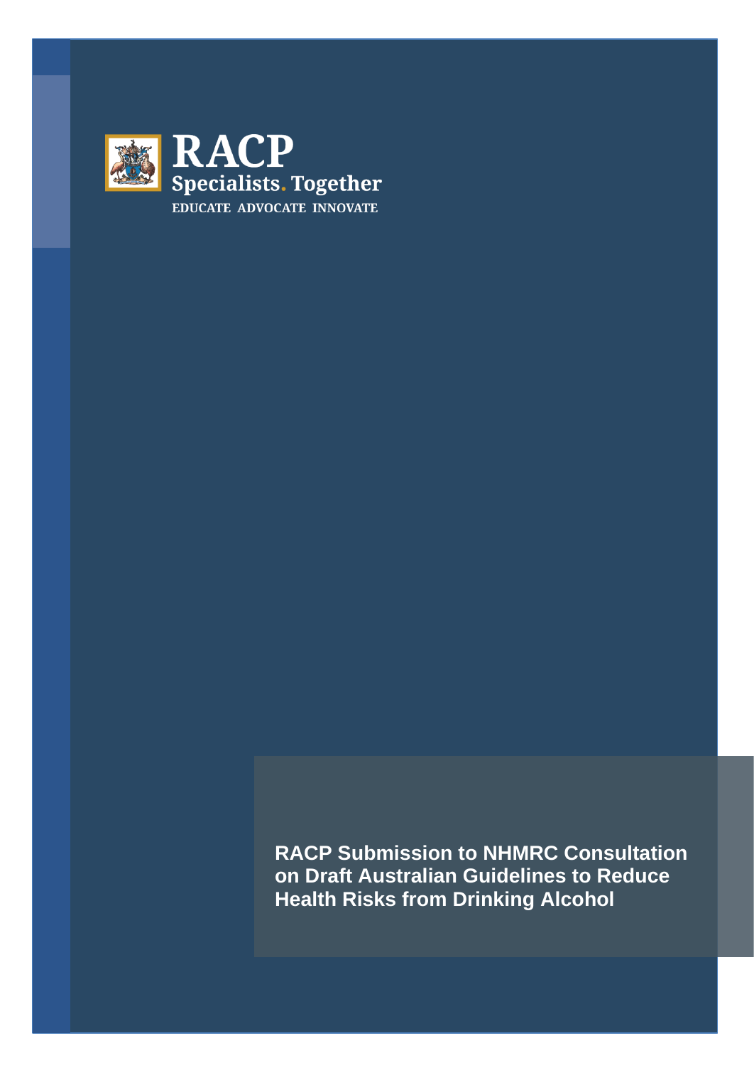RACP

Specialists. Together

EDUCATE ADVOCATE INNOVATE

# RACP Submission to NHMRC Consultation on Draft Australian Guidelines to Reduce Health Risks from Drinking Alcohol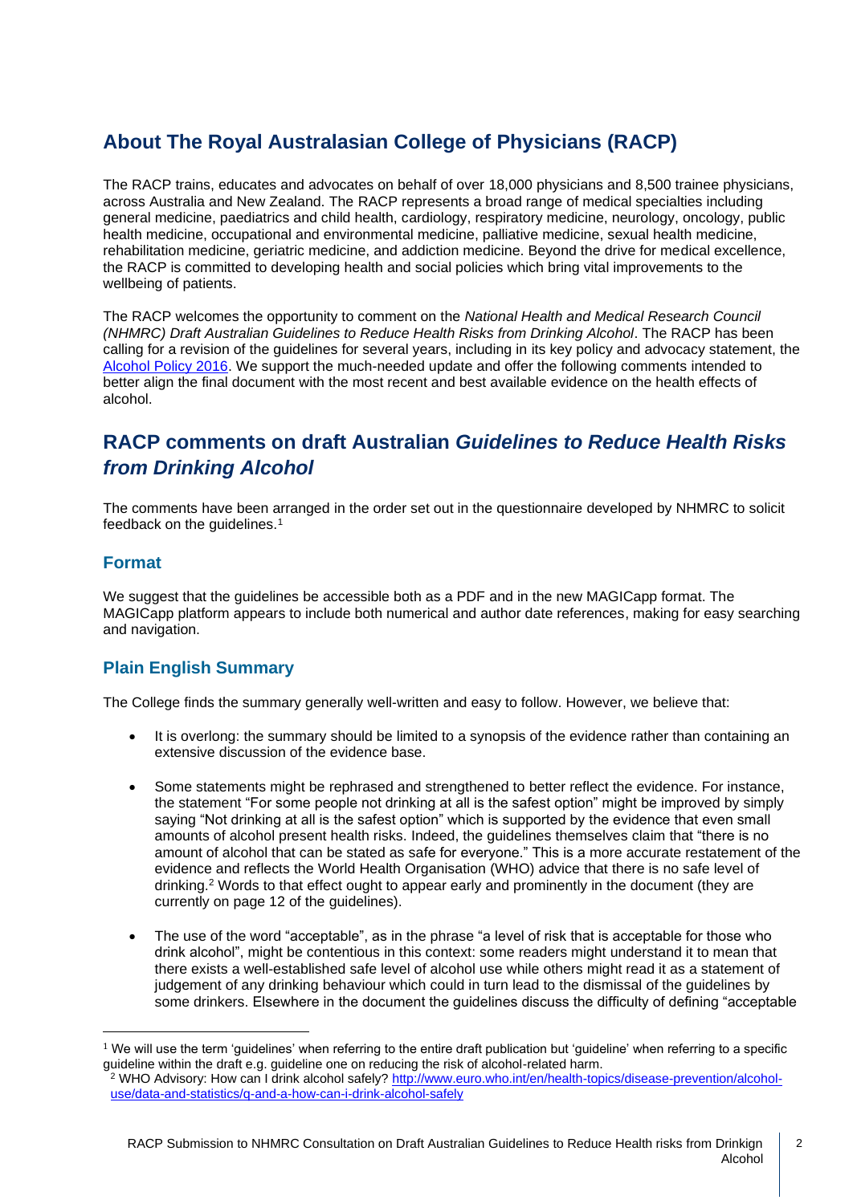## About The Royal Australasian College of Physicians (RACP)

The RACP trains, educates and advocates on behalf of over 18,000 physicians and 8,500 trainee physicians, across Australia and New Zealand. The RACP represents a broad range of medical specialties including general medicine, paediatrics and child health, cardiology, respiratory medicine, neurology, oncology, public health medicine, occupational and environmental medicine, palliative medicine, sexual health medicine, rehabilitation medicine, geriatric medicine, and addiction medicine. Beyond the drive for medical excellence, the RACP is committed to developing health and social policies which bring vital improvements to the wellbeing of patients.

The RACP welcomes the opportunity to comment on the *National Health and Medical Research Council (NHMRC) Draft Australian Guidelines to Reduce Health Risks from Drinking Alcohol*. The RACP has been calling for a revision of the guidelines for several years, including in its key policy and advocacy statement, the [Alcohol Policy 2016](). We support the much-needed update and offer the following comments intended to better align the final document with the most recent and best available evidence on the health effects of alcohol.

## RACP comments on draft Australian *Guidelines to Reduce Health Risks from Drinking Alcohol*

The comments have been arranged in the order set out in the questionnaire developed by NHMRC to solicit feedback on the guidelines.[1]

### Format

We suggest that the guidelines be accessible both as a PDF and in the new MAGICapp format. The MAGICapp platform appears to include both numerical and author date references, making for easy searching and navigation.

### Plain English Summary

The College finds the summary generally well-written and easy to follow. However, we believe that:

- It is overlong: the summary should be limited to a synopsis of the evidence rather than containing an extensive discussion of the evidence base.
- Some statements might be rephrased and strengthened to better reflect the evidence. For instance, the statement "For some people not drinking at all is the safest option" might be improved by simply saying "Not drinking at all is the safest option" which is supported by the evidence that even small amounts of alcohol present health risks. Indeed, the guidelines themselves claim that "there is no amount of alcohol that can be stated as safe for everyone." This is a more accurate restatement of the evidence and reflects the World Health Organisation (WHO) advice that there is no safe level of drinking.[2] Words to that effect ought to appear early and prominently in the document (they are currently on page 12 of the guidelines).
- The use of the word "acceptable", as in the phrase "a level of risk that is acceptable for those who drink alcohol", might be contentious in this context: some readers might understand it to mean that there exists a well-established safe level of alcohol use while others might read it as a statement of judgement of any drinking behaviour which could in turn lead to the dismissal of the guidelines by some drinkers. Elsewhere in the document the guidelines discuss the difficulty of defining "acceptable

---

[1] We will use the term 'guidelines' when referring to the entire draft publication but 'guideline' when referring to a specific guideline within the draft e.g. guideline one on reducing the risk of alcohol-related harm.

[2] WHO Advisory: How can I drink alcohol safely? http://www.euro.who.int/en/health-topics/disease-prevention/alcohol-use/data-and-statistics/q-and-a-how-can-i-drink-alcohol-safely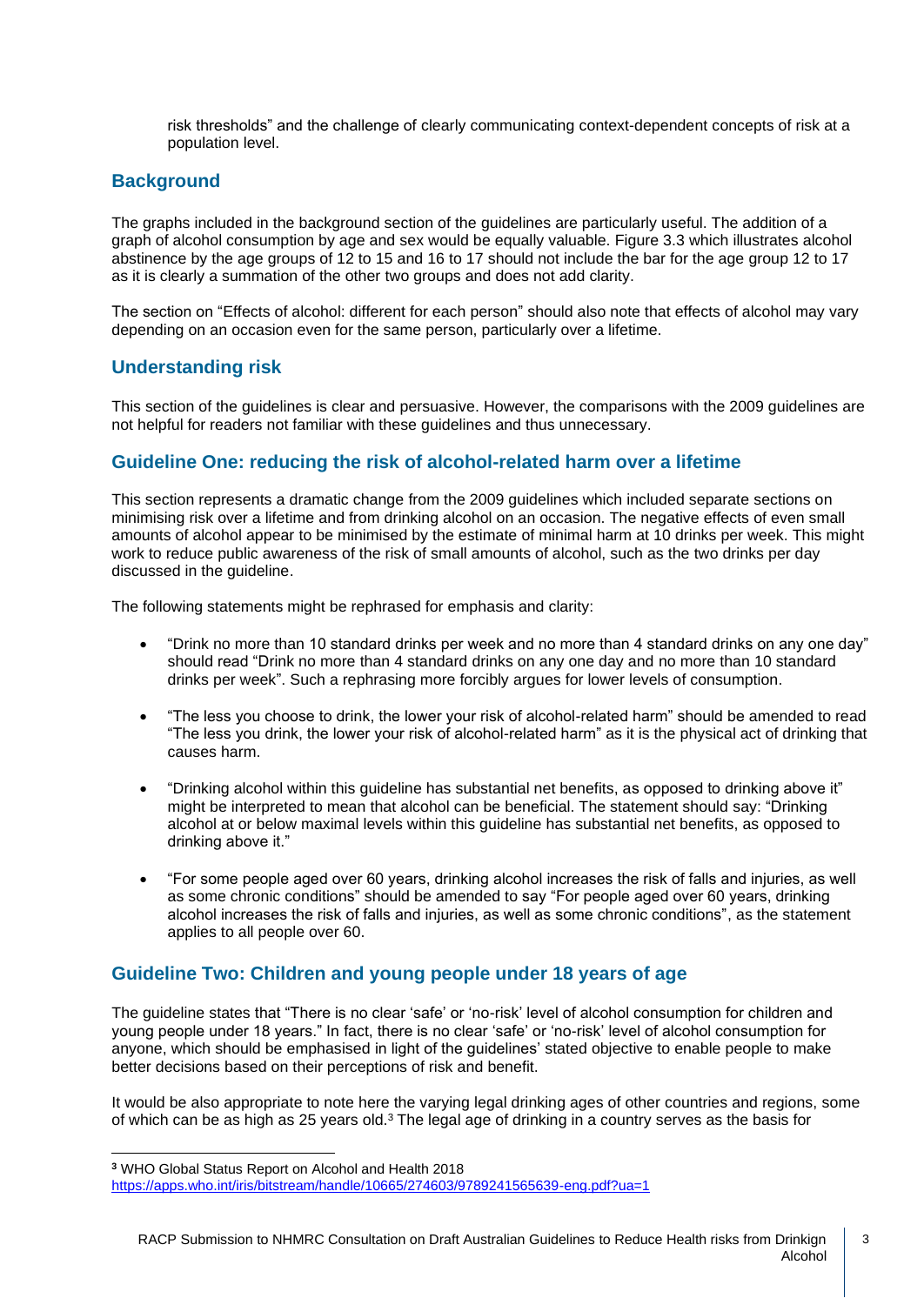risk thresholds" and the challenge of clearly communicating context-dependent concepts of risk at a population level.

## Background

The graphs included in the background section of the guidelines are particularly useful. The addition of a graph of alcohol consumption by age and sex would be equally valuable. Figure 3.3 which illustrates alcohol abstinence by the age groups of 12 to 15 and 16 to 17 should not include the bar for the age group 12 to 17 as it is clearly a summation of the other two groups and does not add clarity.

The section on "Effects of alcohol: different for each person" should also note that effects of alcohol may vary depending on an occasion even for the same person, particularly over a lifetime.

## Understanding risk

This section of the guidelines is clear and persuasive. However, the comparisons with the 2009 guidelines are not helpful for readers not familiar with these guidelines and thus unnecessary.

## Guideline One: reducing the risk of alcohol-related harm over a lifetime

This section represents a dramatic change from the 2009 guidelines which included separate sections on minimising risk over a lifetime and from drinking alcohol on an occasion. The negative effects of even small amounts of alcohol appear to be minimised by the estimate of minimal harm at 10 drinks per week. This might work to reduce public awareness of the risk of small amounts of alcohol, such as the two drinks per day discussed in the guideline.

The following statements might be rephrased for emphasis and clarity:

- "Drink no more than 10 standard drinks per week and no more than 4 standard drinks on any one day" should read "Drink no more than 4 standard drinks on any one day and no more than 10 standard drinks per week". Such a rephrasing more forcibly argues for lower levels of consumption.
- "The less you choose to drink, the lower your risk of alcohol-related harm" should be amended to read "The less you drink, the lower your risk of alcohol-related harm" as it is the physical act of drinking that causes harm.
- "Drinking alcohol within this guideline has substantial net benefits, as opposed to drinking above it" might be interpreted to mean that alcohol can be beneficial. The statement should say: "Drinking alcohol at or below maximal levels within this guideline has substantial net benefits, as opposed to drinking above it."
- "For some people aged over 60 years, drinking alcohol increases the risk of falls and injuries, as well as some chronic conditions" should be amended to say "For people aged over 60 years, drinking alcohol increases the risk of falls and injuries, as well as some chronic conditions", as the statement applies to all people over 60.

## Guideline Two: Children and young people under 18 years of age

The guideline states that "There is no clear 'safe' or 'no-risk' level of alcohol consumption for children and young people under 18 years." In fact, there is no clear 'safe' or 'no-risk' level of alcohol consumption for anyone, which should be emphasised in light of the guidelines' stated objective to enable people to make better decisions based on their perceptions of risk and benefit.

It would be also appropriate to note here the varying legal drinking ages of other countries and regions, some of which can be as high as 25 years old.[3] The legal age of drinking in a country serves as the basis for

---

[3] WHO Global Status Report on Alcohol and Health 2018
https://apps.who.int/iris/bitstream/handle/10665/274603/9789241565639-eng.pdf?ua=1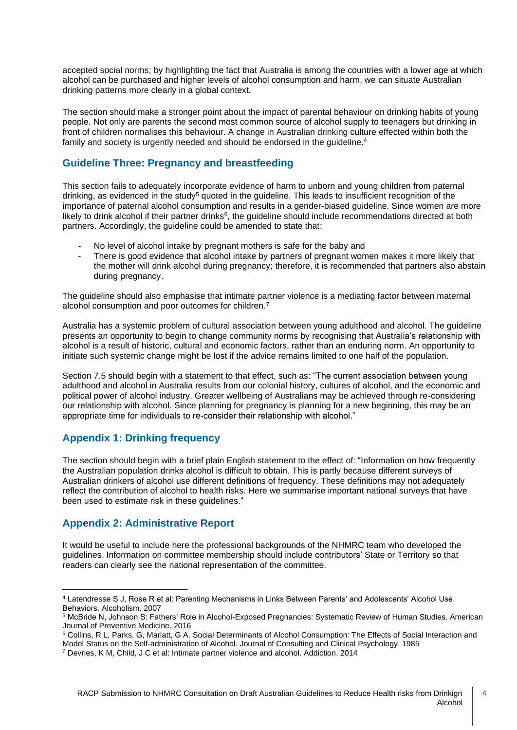accepted social norms; by highlighting the fact that Australia is among the countries with a lower age at which alcohol can be purchased and higher levels of alcohol consumption and harm, we can situate Australian drinking patterns more clearly in a global context.

The section should make a stronger point about the impact of parental behaviour on drinking habits of young people. Not only are parents the second most common source of alcohol supply to teenagers but drinking in front of children normalises this behaviour. A change in Australian drinking culture effected within both the family and society is urgently needed and should be endorsed in the guideline.[4]

## Guideline Three: Pregnancy and breastfeeding

This section fails to adequately incorporate evidence of harm to unborn and young children from paternal drinking, as evidenced in the study[5] quoted in the guideline. This leads to insufficient recognition of the importance of paternal alcohol consumption and results in a gender-biased guideline. Since women are more likely to drink alcohol if their partner drinks[6], the guideline should include recommendations directed at both partners. Accordingly, the guideline could be amended to state that:

- No level of alcohol intake by pregnant mothers is safe for the baby and
- There is good evidence that alcohol intake by partners of pregnant women makes it more likely that the mother will drink alcohol during pregnancy; therefore, it is recommended that partners also abstain during pregnancy.

The guideline should also emphasise that intimate partner violence is a mediating factor between maternal alcohol consumption and poor outcomes for children.[7]

Australia has a systemic problem of cultural association between young adulthood and alcohol. The guideline presents an opportunity to begin to change community norms by recognising that Australia's relationship with alcohol is a result of historic, cultural and economic factors, rather than an enduring norm. An opportunity to initiate such systemic change might be lost if the advice remains limited to one half of the population.

Section 7.5 should begin with a statement to that effect, such as: "The current association between young adulthood and alcohol in Australia results from our colonial history, cultures of alcohol, and the economic and political power of alcohol industry. Greater wellbeing of Australians may be achieved through re-considering our relationship with alcohol. Since planning for pregnancy is planning for a new beginning, this may be an appropriate time for individuals to re-consider their relationship with alcohol."

## Appendix 1: Drinking frequency

The section should begin with a brief plain English statement to the effect of: "Information on how frequently the Australian population drinks alcohol is difficult to obtain. This is partly because different surveys of Australian drinkers of alcohol use different definitions of frequency. These definitions may not adequately reflect the contribution of alcohol to health risks. Here we summarise important national surveys that have been used to estimate risk in these guidelines."

## Appendix 2: Administrative Report

It would be useful to include here the professional backgrounds of the NHMRC team who developed the guidelines. Information on committee membership should include contributors' State or Territory so that readers can clearly see the national representation of the committee.

---

[4] Latendresse S J, Rose R et al: Parenting Mechanisms in Links Between Parents' and Adolescents' Alcohol Use Behaviors. Alcoholism. 2007

[5] McBride N, Johnson S: Fathers' Role in Alcohol-Exposed Pregnancies: Systematic Review of Human Studies. American Journal of Preventive Medicine. 2016

[6] Collins, R L, Parks, G, Marlatt, G A. Social Determinants of Alcohol Consumption: The Effects of Social Interaction and Model Status on the Self-administration of Alcohol. Journal of Consulting and Clinical Psychology. 1985

[7] Devries, K M, Child, J C et al: Intimate partner violence and alcohol. Addiction. 2014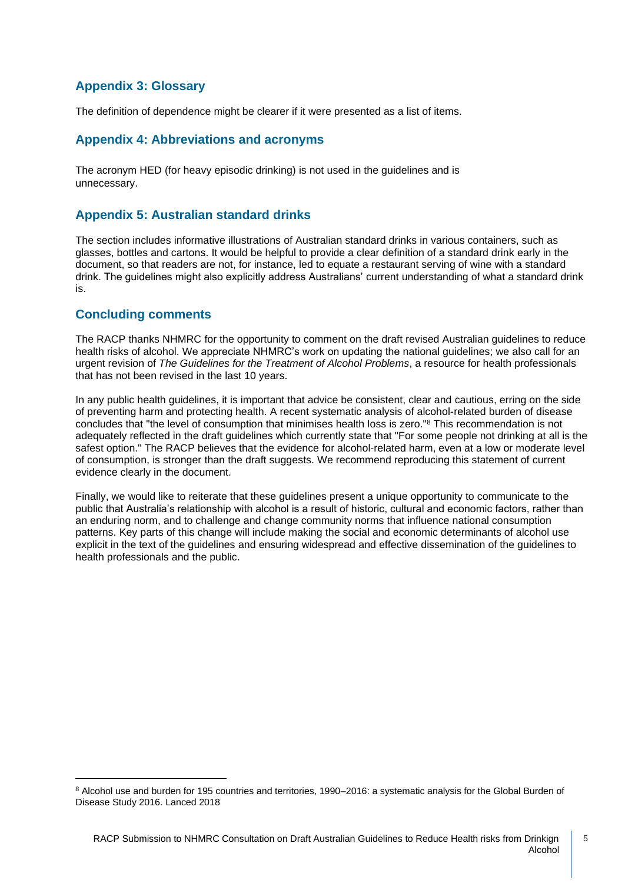## Appendix 3: Glossary

The definition of dependence might be clearer if it were presented as a list of items.

## Appendix 4: Abbreviations and acronyms

The acronym HED (for heavy episodic drinking) is not used in the guidelines and is unnecessary.

## Appendix 5: Australian standard drinks

The section includes informative illustrations of Australian standard drinks in various containers, such as glasses, bottles and cartons. It would be helpful to provide a clear definition of a standard drink early in the document, so that readers are not, for instance, led to equate a restaurant serving of wine with a standard drink. The guidelines might also explicitly address Australians' current understanding of what a standard drink is.

## Concluding comments

The RACP thanks NHMRC for the opportunity to comment on the draft revised Australian guidelines to reduce health risks of alcohol. We appreciate NHMRC's work on updating the national guidelines; we also call for an urgent revision of *The Guidelines for the Treatment of Alcohol Problems*, a resource for health professionals that has not been revised in the last 10 years.

In any public health guidelines, it is important that advice be consistent, clear and cautious, erring on the side of preventing harm and protecting health. A recent systematic analysis of alcohol-related burden of disease concludes that "the level of consumption that minimises health loss is zero."[8] This recommendation is not adequately reflected in the draft guidelines which currently state that "For some people not drinking at all is the safest option." The RACP believes that the evidence for alcohol-related harm, even at a low or moderate level of consumption, is stronger than the draft suggests. We recommend reproducing this statement of current evidence clearly in the document.

Finally, we would like to reiterate that these guidelines present a unique opportunity to communicate to the public that Australia's relationship with alcohol is a result of historic, cultural and economic factors, rather than an enduring norm, and to challenge and change community norms that influence national consumption patterns. Key parts of this change will include making the social and economic determinants of alcohol use explicit in the text of the guidelines and ensuring widespread and effective dissemination of the guidelines to health professionals and the public.

---

[8] Alcohol use and burden for 195 countries and territories, 1990–2016: a systematic analysis for the Global Burden of Disease Study 2016. Lanced 2018